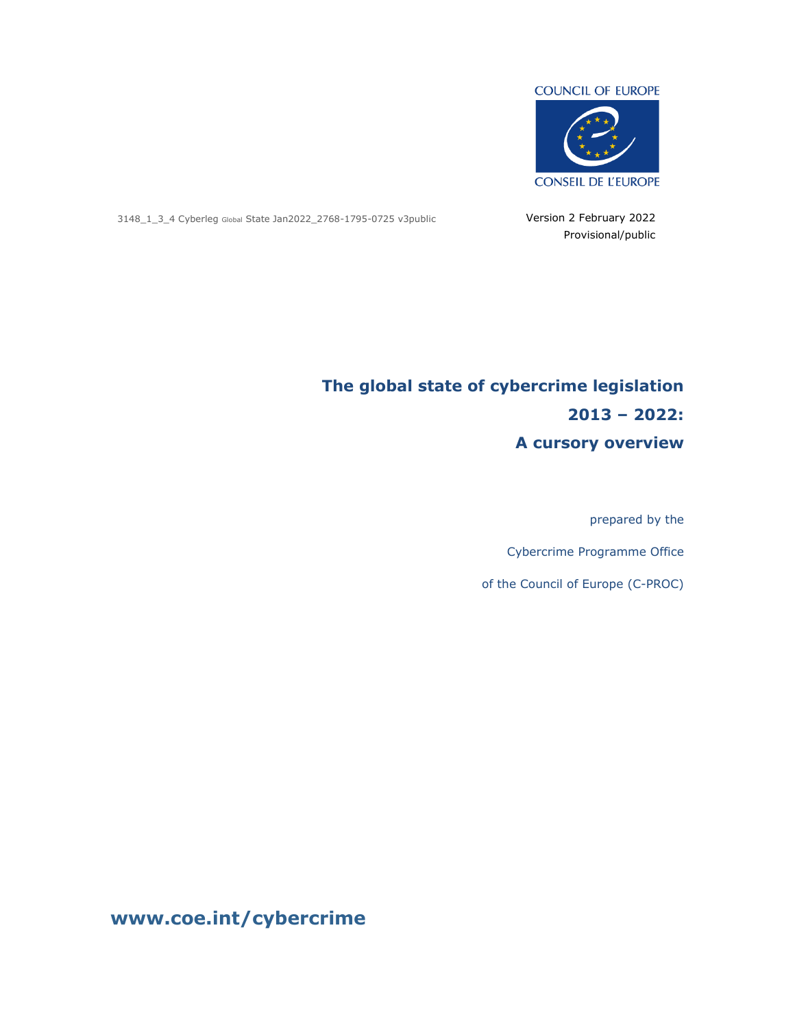COUNCIL OF EUROPE

CONSEIL DE L'EUROPE

3148_1_3_4 Cyberleg Global State Jan2022_2768-1795-0725 v3public

Version 2 February 2022

Provisional/public

# The global state of cybercrime legislation 2013 – 2022: A cursory overview

prepared by the

Cybercrime Programme Office

of the Council of Europe (C-PROC)

**www.coe.int/cybercrime**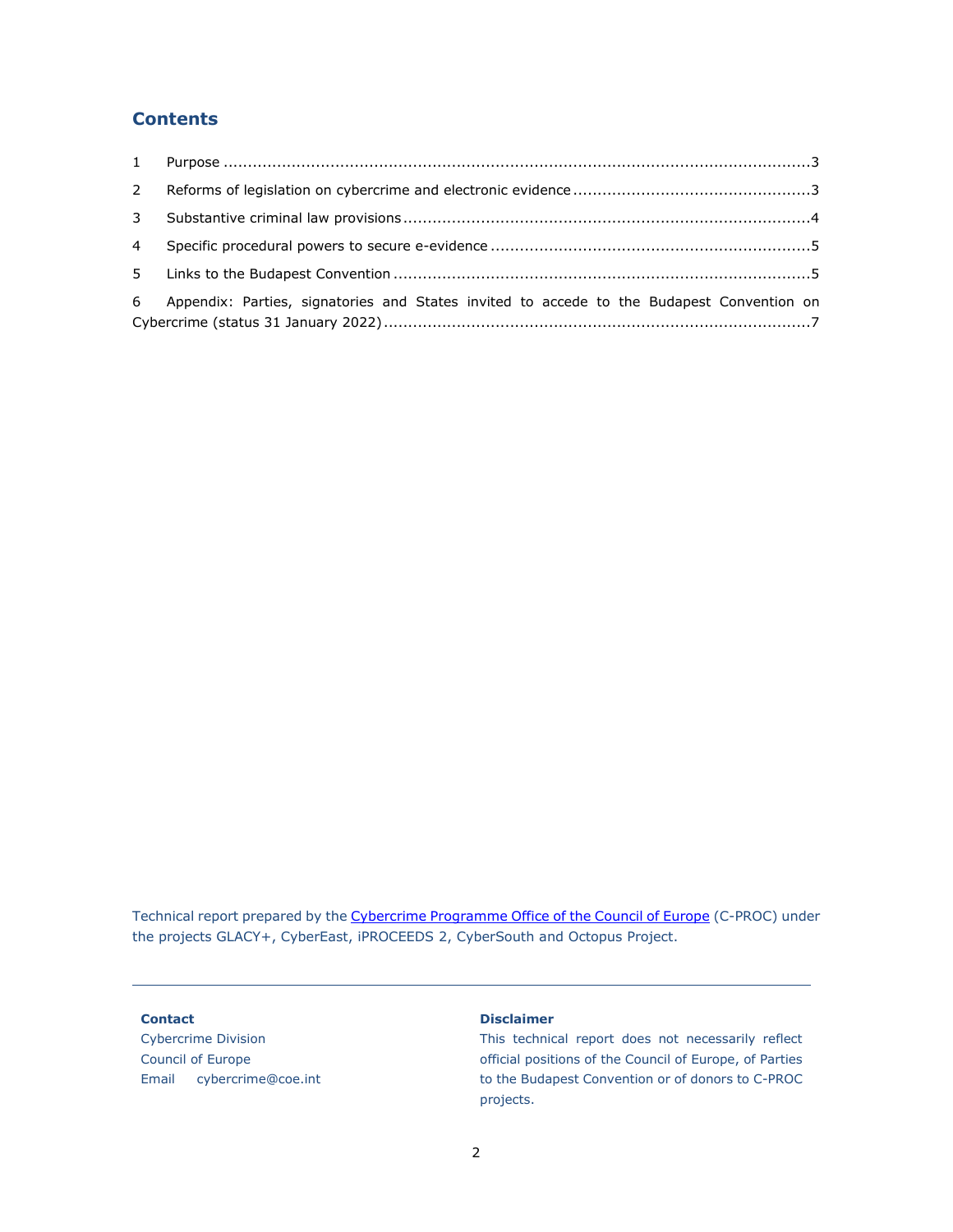## Contents

1 Purpose ........................................................................................................................3

2 Reforms of legislation on cybercrime and electronic evidence ................................................3

3 Substantive criminal law provisions ...................................................................................4

4 Specific procedural powers to secure e-evidence .................................................................5

5 Links to the Budapest Convention .....................................................................................5

6 Appendix: Parties, signatories and States invited to accede to the Budapest Convention on Cybercrime (status 31 January 2022) .......................................................................................7

Technical report prepared by the [Cybercrime Programme Office of the Council of Europe](#) (C-PROC) under the projects GLACY+, CyberEast, iPROCEEDS 2, CyberSouth and Octopus Project.

---

**Contact**

Cybercrime Division
Council of Europe
Email cybercrime@coe.int

**Disclaimer**

This technical report does not necessarily reflect official positions of the Council of Europe, of Parties to the Budapest Convention or of donors to C-PROC projects.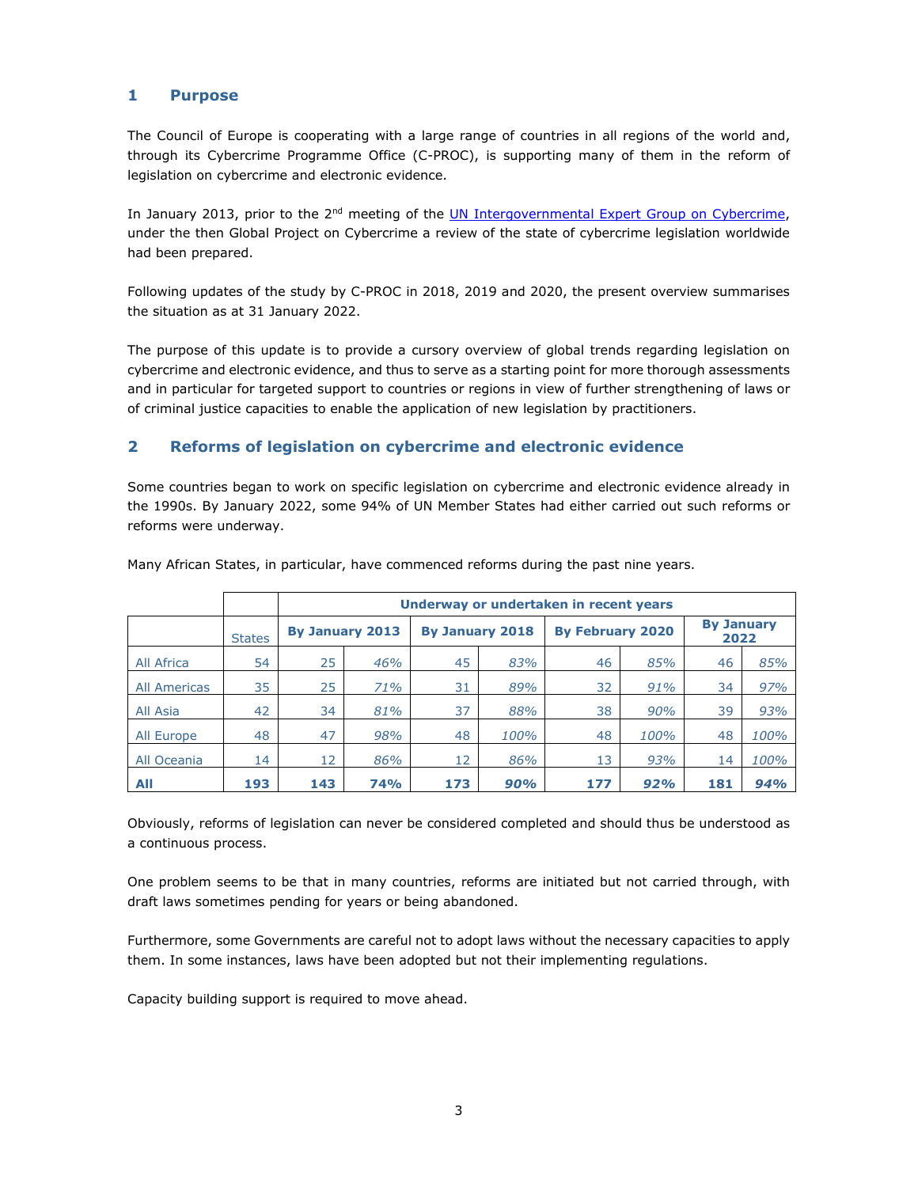## 1 Purpose

The Council of Europe is cooperating with a large range of countries in all regions of the world and, through its Cybercrime Programme Office (C-PROC), is supporting many of them in the reform of legislation on cybercrime and electronic evidence.

In January 2013, prior to the 2nd meeting of the UN Intergovernmental Expert Group on Cybercrime, under the then Global Project on Cybercrime a review of the state of cybercrime legislation worldwide had been prepared.

Following updates of the study by C-PROC in 2018, 2019 and 2020, the present overview summarises the situation as at 31 January 2022.

The purpose of this update is to provide a cursory overview of global trends regarding legislation on cybercrime and electronic evidence, and thus to serve as a starting point for more thorough assessments and in particular for targeted support to countries or regions in view of further strengthening of laws or of criminal justice capacities to enable the application of new legislation by practitioners.

## 2 Reforms of legislation on cybercrime and electronic evidence

Some countries began to work on specific legislation on cybercrime and electronic evidence already in the 1990s. By January 2022, some 94% of UN Member States had either carried out such reforms or reforms were underway.

Many African States, in particular, have commenced reforms during the past nine years.

| | | Underway or undertaken in recent years | | | | | | | |
|---|---|---|---|---|---|---|---|---|---|
| | States | By January 2013 | | By January 2018 | | By February 2020 | | By January 2022 | |
| All Africa | 54 | 25 | *46%* | 45 | *83%* | 46 | *85%* | 46 | *85%* |
| All Americas | 35 | 25 | *71%* | 31 | *89%* | 32 | *91%* | 34 | *97%* |
| All Asia | 42 | 34 | *81%* | 37 | *88%* | 38 | *90%* | 39 | *93%* |
| All Europe | 48 | 47 | *98%* | 48 | *100%* | 48 | *100%* | 48 | *100%* |
| All Oceania | 14 | 12 | *86%* | 12 | *86%* | 13 | *93%* | 14 | *100%* |
| **All** | **193** | **143** | ***74%*** | **173** | ***90%*** | **177** | ***92%*** | **181** | ***94%*** |

Obviously, reforms of legislation can never be considered completed and should thus be understood as a continuous process.

One problem seems to be that in many countries, reforms are initiated but not carried through, with draft laws sometimes pending for years or being abandoned.

Furthermore, some Governments are careful not to adopt laws without the necessary capacities to apply them. In some instances, laws have been adopted but not their implementing regulations.

Capacity building support is required to move ahead.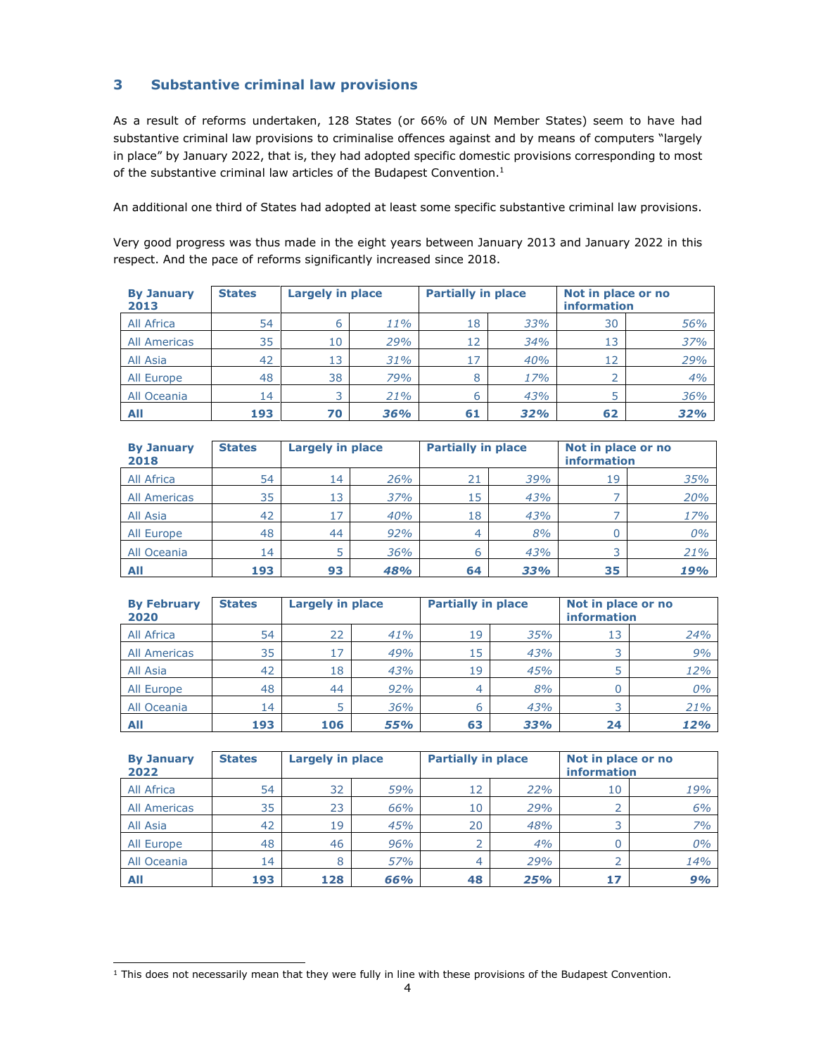## 3 Substantive criminal law provisions

As a result of reforms undertaken, 128 States (or 66% of UN Member States) seem to have had substantive criminal law provisions to criminalise offences against and by means of computers "largely in place" by January 2022, that is, they had adopted specific domestic provisions corresponding to most of the substantive criminal law articles of the Budapest Convention.[1]

An additional one third of States had adopted at least some specific substantive criminal law provisions.

Very good progress was thus made in the eight years between January 2013 and January 2022 in this respect. And the pace of reforms significantly increased since 2018.

| By January 2013 | States | Largely in place | | Partially in place | | Not in place or no information | |
|---|---|---|---|---|---|---|---|
| All Africa | 54 | 6 | *11%* | 18 | *33%* | 30 | *56%* |
| All Americas | 35 | 10 | *29%* | 12 | *34%* | 13 | *37%* |
| All Asia | 42 | 13 | *31%* | 17 | *40%* | 12 | *29%* |
| All Europe | 48 | 38 | *79%* | 8 | *17%* | 2 | *4%* |
| All Oceania | 14 | 3 | *21%* | 6 | *43%* | 5 | *36%* |
| **All** | **193** | **70** | ***36%*** | **61** | ***32%*** | **62** | ***32%*** |

| By January 2018 | States | Largely in place | | Partially in place | | Not in place or no information | |
|---|---|---|---|---|---|---|---|
| All Africa | 54 | 14 | *26%* | 21 | *39%* | 19 | *35%* |
| All Americas | 35 | 13 | *37%* | 15 | *43%* | 7 | *20%* |
| All Asia | 42 | 17 | *40%* | 18 | *43%* | 7 | *17%* |
| All Europe | 48 | 44 | *92%* | 4 | *8%* | 0 | *0%* |
| All Oceania | 14 | 5 | *36%* | 6 | *43%* | 3 | *21%* |
| **All** | **193** | **93** | ***48%*** | **64** | ***33%*** | **35** | ***19%*** |

| By February 2020 | States | Largely in place | | Partially in place | | Not in place or no information | |
|---|---|---|---|---|---|---|---|
| All Africa | 54 | 22 | *41%* | 19 | *35%* | 13 | *24%* |
| All Americas | 35 | 17 | *49%* | 15 | *43%* | 3 | *9%* |
| All Asia | 42 | 18 | *43%* | 19 | *45%* | 5 | *12%* |
| All Europe | 48 | 44 | *92%* | 4 | *8%* | 0 | *0%* |
| All Oceania | 14 | 5 | *36%* | 6 | *43%* | 3 | *21%* |
| **All** | **193** | **106** | ***55%*** | **63** | ***33%*** | **24** | ***12%*** |

| By January 2022 | States | Largely in place | | Partially in place | | Not in place or no information | |
|---|---|---|---|---|---|---|---|
| All Africa | 54 | 32 | *59%* | 12 | *22%* | 10 | *19%* |
| All Americas | 35 | 23 | *66%* | 10 | *29%* | 2 | *6%* |
| All Asia | 42 | 19 | *45%* | 20 | *48%* | 3 | *7%* |
| All Europe | 48 | 46 | *96%* | 2 | *4%* | 0 | *0%* |
| All Oceania | 14 | 8 | *57%* | 4 | *29%* | 2 | *14%* |
| **All** | **193** | **128** | ***66%*** | **48** | ***25%*** | **17** | ***9%*** |

[1] This does not necessarily mean that they were fully in line with these provisions of the Budapest Convention.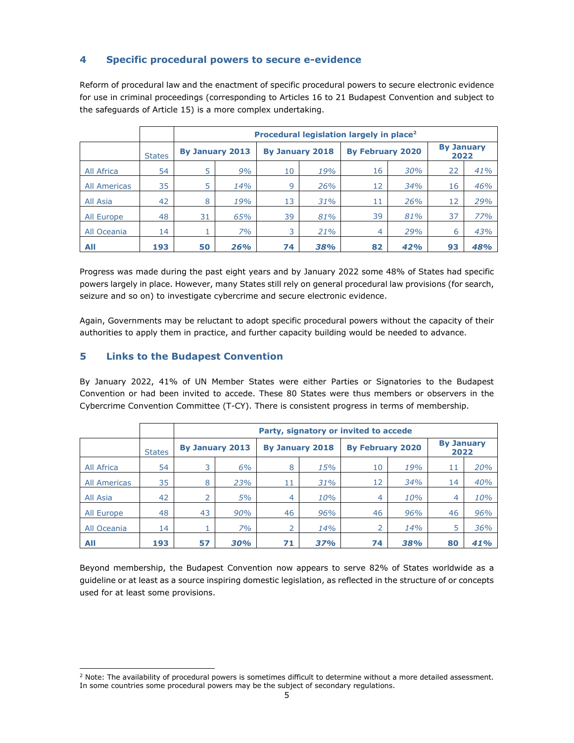## 4 Specific procedural powers to secure e-evidence

Reform of procedural law and the enactment of specific procedural powers to secure electronic evidence for use in criminal proceedings (corresponding to Articles 16 to 21 Budapest Convention and subject to the safeguards of Article 15) is a more complex undertaking.

| | | Procedural legislation largely in place[2] | | | | | | | |
|---|---|---|---|---|---|---|---|---|---|
| | States | By January 2013 | | By January 2018 | | By February 2020 | | By January 2022 | |
| All Africa | 54 | 5 | *9%* | 10 | *19%* | 16 | *30%* | 22 | *41%* |
| All Americas | 35 | 5 | *14%* | 9 | *26%* | 12 | *34%* | 16 | *46%* |
| All Asia | 42 | 8 | *19%* | 13 | *31%* | 11 | *26%* | 12 | *29%* |
| All Europe | 48 | 31 | *65%* | 39 | *81%* | 39 | *81%* | 37 | *77%* |
| All Oceania | 14 | 1 | *7%* | 3 | *21%* | 4 | *29%* | 6 | *43%* |
| **All** | **193** | **50** | ***26%*** | **74** | ***38%*** | **82** | ***42%*** | **93** | ***48%*** |

Progress was made during the past eight years and by January 2022 some 48% of States had specific powers largely in place. However, many States still rely on general procedural law provisions (for search, seizure and so on) to investigate cybercrime and secure electronic evidence.

Again, Governments may be reluctant to adopt specific procedural powers without the capacity of their authorities to apply them in practice, and further capacity building would be needed to advance.

## 5 Links to the Budapest Convention

By January 2022, 41% of UN Member States were either Parties or Signatories to the Budapest Convention or had been invited to accede. These 80 States were thus members or observers in the Cybercrime Convention Committee (T-CY). There is consistent progress in terms of membership.

| | | Party, signatory or invited to accede | | | | | | | |
|---|---|---|---|---|---|---|---|---|---|
| | States | By January 2013 | | By January 2018 | | By February 2020 | | By January 2022 | |
| All Africa | 54 | 3 | *6%* | 8 | *15%* | 10 | *19%* | 11 | *20%* |
| All Americas | 35 | 8 | *23%* | 11 | *31%* | 12 | *34%* | 14 | *40%* |
| All Asia | 42 | 2 | *5%* | 4 | *10%* | 4 | *10%* | 4 | *10%* |
| All Europe | 48 | 43 | *90%* | 46 | *96%* | 46 | *96%* | 46 | *96%* |
| All Oceania | 14 | 1 | *7%* | 2 | *14%* | 2 | *14%* | 5 | *36%* |
| **All** | **193** | **57** | ***30%*** | **71** | ***37%*** | **74** | ***38%*** | **80** | ***41%*** |

Beyond membership, the Budapest Convention now appears to serve 82% of States worldwide as a guideline or at least as a source inspiring domestic legislation, as reflected in the structure of or concepts used for at least some provisions.

[2] Note: The availability of procedural powers is sometimes difficult to determine without a more detailed assessment. In some countries some procedural powers may be the subject of secondary regulations.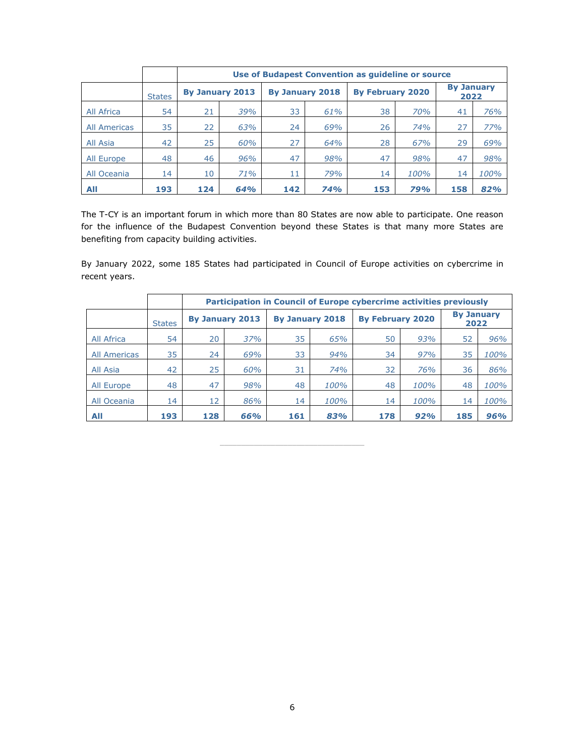| | | Use of Budapest Convention as guideline or source | | | | | | | |
|---|---|---|---|---|---|---|---|---|---|
| | States | By January 2013 | | By January 2018 | | By February 2020 | | By January 2022 | |
| All Africa | 54 | 21 | *39%* | 33 | *61%* | 38 | *70%* | 41 | *76%* |
| All Americas | 35 | 22 | *63%* | 24 | *69%* | 26 | *74%* | 27 | *77%* |
| All Asia | 42 | 25 | *60%* | 27 | *64%* | 28 | *67%* | 29 | *69%* |
| All Europe | 48 | 46 | *96%* | 47 | *98%* | 47 | *98%* | 47 | *98%* |
| All Oceania | 14 | 10 | *71%* | 11 | *79%* | 14 | *100%* | 14 | *100%* |
| **All** | **193** | **124** | ***64%*** | **142** | ***74%*** | **153** | ***79%*** | **158** | ***82%*** |

The T-CY is an important forum in which more than 80 States are now able to participate. One reason for the influence of the Budapest Convention beyond these States is that many more States are benefiting from capacity building activities.

By January 2022, some 185 States had participated in Council of Europe activities on cybercrime in recent years.

| | | Participation in Council of Europe cybercrime activities previously | | | | | | | |
|---|---|---|---|---|---|---|---|---|---|
| | States | By January 2013 | | By January 2018 | | By February 2020 | | By January 2022 | |
| All Africa | 54 | 20 | *37%* | 35 | *65%* | 50 | *93%* | 52 | *96%* |
| All Americas | 35 | 24 | *69%* | 33 | *94%* | 34 | *97%* | 35 | *100%* |
| All Asia | 42 | 25 | *60%* | 31 | *74%* | 32 | *76%* | 36 | *86%* |
| All Europe | 48 | 47 | *98%* | 48 | *100%* | 48 | *100%* | 48 | *100%* |
| All Oceania | 14 | 12 | *86%* | 14 | *100%* | 14 | *100%* | 14 | *100%* |
| **All** | **193** | **128** | ***66%*** | **161** | ***83%*** | **178** | ***92%*** | **185** | ***96%*** |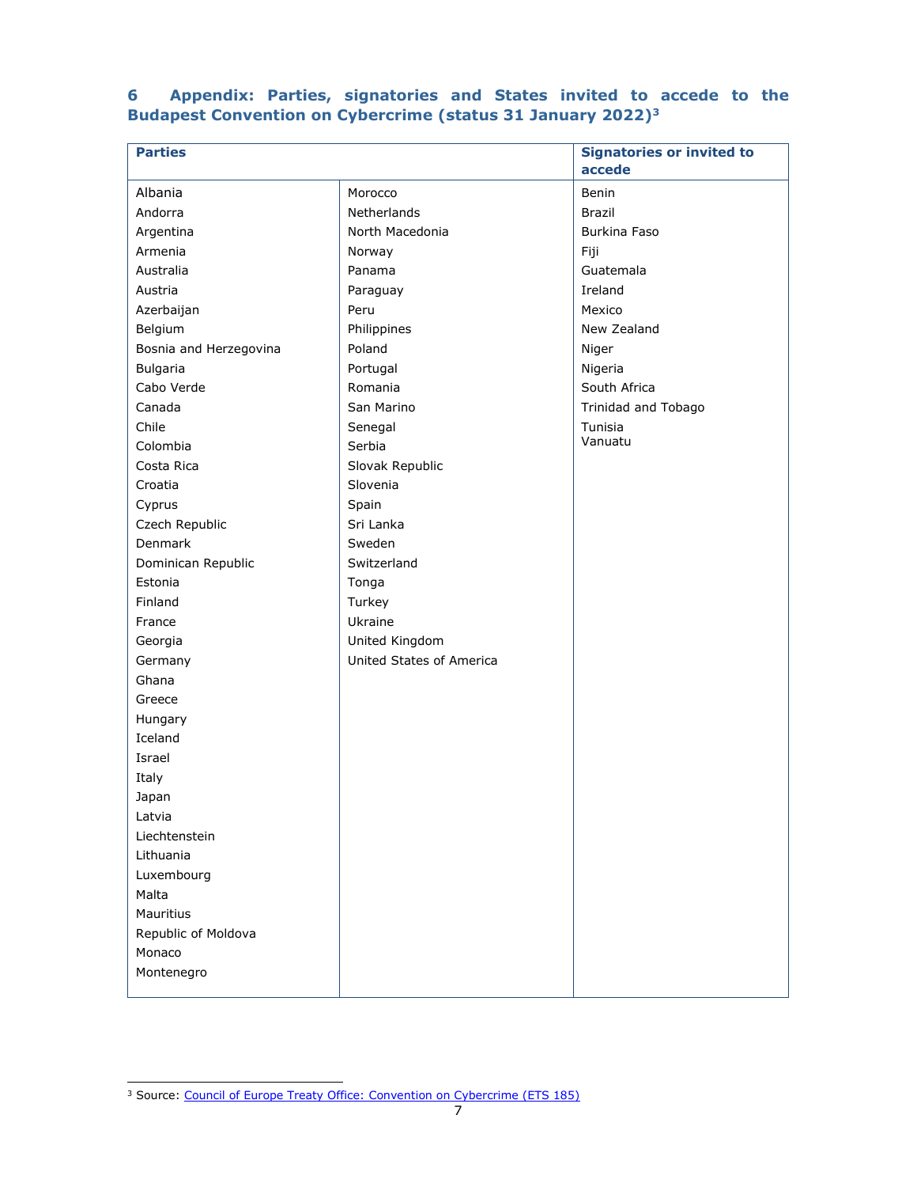## 6 Appendix: Parties, signatories and States invited to accede to the Budapest Convention on Cybercrime (status 31 January 2022)[3]

| Parties | | Signatories or invited to accede |
|---|---|---|
| Albania | Morocco | Benin |
| Andorra | Netherlands | Brazil |
| Argentina | North Macedonia | Burkina Faso |
| Armenia | Norway | Fiji |
| Australia | Panama | Guatemala |
| Austria | Paraguay | Ireland |
| Azerbaijan | Peru | Mexico |
| Belgium | Philippines | New Zealand |
| Bosnia and Herzegovina | Poland | Niger |
| Bulgaria | Portugal | Nigeria |
| Cabo Verde | Romania | South Africa |
| Canada | San Marino | Trinidad and Tobago |
| Chile | Senegal | Tunisia |
| Colombia | Serbia | Vanuatu |
| Costa Rica | Slovak Republic | |
| Croatia | Slovenia | |
| Cyprus | Spain | |
| Czech Republic | Sri Lanka | |
| Denmark | Sweden | |
| Dominican Republic | Switzerland | |
| Estonia | Tonga | |
| Finland | Turkey | |
| France | Ukraine | |
| Georgia | United Kingdom | |
| Germany | United States of America | |
| Ghana | | |
| Greece | | |
| Hungary | | |
| Iceland | | |
| Israel | | |
| Italy | | |
| Japan | | |
| Latvia | | |
| Liechtenstein | | |
| Lithuania | | |
| Luxembourg | | |
| Malta | | |
| Mauritius | | |
| Republic of Moldova | | |
| Monaco | | |
| Montenegro | | |

[3] Source: Council of Europe Treaty Office: Convention on Cybercrime (ETS 185)